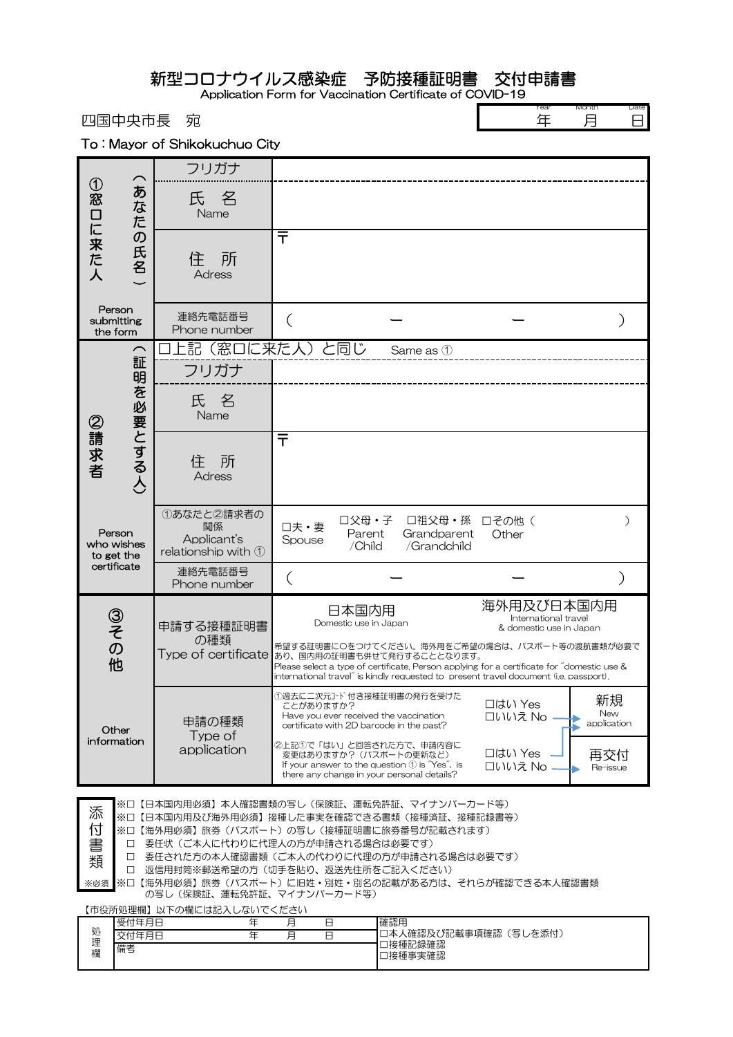# 新型コロナウイルス感染症　予防接種証明書　交付申請書

Application Form for Vaccination Certificate of COVID-19

| Year | Month | Date |
|---|---|---|
| 年 | 月 | 日 |

四国中央市長　宛

To : Mayor of Shikokuchuo City

| | | |
|---|---|---|
| ①窓口に来た人（あなたの氏名） Person submitting the form | フリガナ | |
| | 氏　名 Name | |
| | 住　所 Adress | 〒 |
| | 連絡先電話番号 Phone number | （　　　－　　　－　　　） |
| ②請求者（証明を必要とする人） Person who wishes to get the certificate | □上記（窓口に来た人）と同じ　Same as ① | |
| | フリガナ | |
| | 氏　名 Name | |
| | 住　所 Adress | 〒 |
| | ①あなたと②請求者の関係 Applicant's relationship with ① | □夫・妻 Spouse　□父母・子 Parent /Child　□祖父母・孫 Grandparent /Grandchild　□その他（　　　） Other |
| | 連絡先電話番号 Phone number | （　　　－　　　－　　　） |
| ③その他 Other information | 申請する接種証明書の種類 Type of certificate | 日本国内用 Domestic use in Japan　／　海外用及び日本国内用 International travel & domestic use in Japan<br>希望する証明書に〇をつけてください。海外用をご希望の場合は、パスポート等の渡航書類が必要であり、国内用の証明書も併せて発行することとなります。<br>Please select a type of certificate. Person applying for a certificate for "domestic use & international travel" is kindly requested to present travel document (i.e. passport). |
| | 申請の種類 Type of application | ①過去に二次元ｺｰﾄﾞ付き接種証明書の発行を受けたことがありますか？ Have you ever received the vaccination certificate with 2D barcode in the past?　□はい Yes　□いいえ No → 新規 New application<br>②上記①で「はい」と回答された方で、申請内容に変更はありますか？（パスポートの更新など） If your answer to the question ① is "Yes", is there any change in your personal details?　□はい Yes → 新規 New application　□いいえ No → 再交付 Re-issue |

**添付書類**

- ※□【日本国内用必須】本人確認書類の写し（保険証、運転免許証、マイナンバーカード等）
- ※□【日本国内用及び海外用必須】接種した事実を確認できる書類（接種済証、接種記録書等）
- ※□【海外用必須】旅券（パスポート）の写し（接種証明書に旅券番号が記載されます）
- □　委任状（ご本人に代わりに代理人の方が申請される場合は必要です）
- □　委任された方の本人確認書類（ご本人の代わりに代理の方が申請される場合は必要です）
- □　返信用封筒※郵送希望の方（切手を貼り、返送先住所をご記入ください）
- ※□【海外用必須】旅券（パスポート）に旧姓・別姓・別名の記載がある方は、それらが確認できる本人確認書類の写し（保険証、運転免許証、マイナンバーカード等）

※必須

【市役所処理欄】以下の欄には記入しないでください

| 処理欄 | | | |
|---|---|---|---|
| 受付年月日 | 年　月　日 | 確認用 | |
| 交付年月日 | 年　月　日 | □本人確認及び記載事項確認（写しを添付） | |
| 備考 | | □接種記録確認<br>□接種事実確認 | |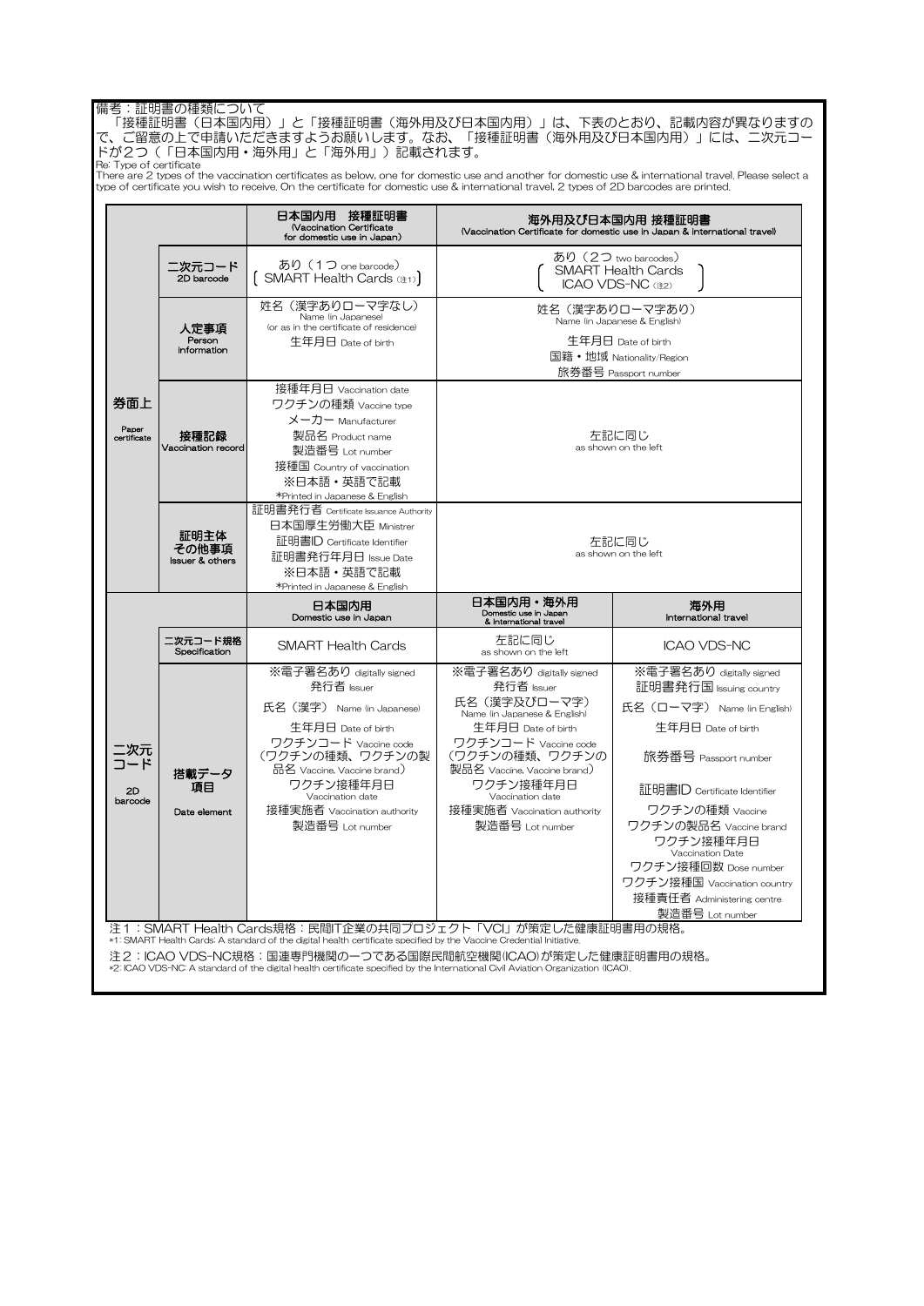備考：証明書の種類について
「接種証明書（日本国内用）」と「接種証明書（海外用及び日本国内用）」は、下表のとおり、記載内容が異なりますので、ご留意の上で申請いただきますようお願いします。なお、「接種証明書（海外用及び日本国内用）」には、二次元コードが2つ（「日本国内用・海外用」と「海外用」）記載されます。
Re: Type of certificate
There are 2 types of the vaccination certificates as below, one for domestic use and another for domestic use & international travel. Please select a type of certificate you wish to receive. On the certificate for domestic use & international travel, 2 types of 2D barcodes are printed.

| | | 日本国内用　接種証明書 (Vaccination Certificate for domestic use in Japan) | 海外用及び日本国内用 接種証明書 (Vaccination Certificate for domestic use in Japan & International travel) | |
|---|---|---|---|---|
| 券面上 Paper certificate | 二次元コード 2D barcode | あり（1つ one barcode）[ SMART Health Cards (注1) ] | あり（2つ two barcodes）( SMART Health Cards / ICAO VDS-NC (注2) ) | |
| | 人定事項 Person information | 姓名（漢字ありローマ字なし） Name (in Japanese) (or as in the certificate of residence)<br>生年月日 Date of birth | 姓名（漢字ありローマ字あり） Name (in Japanese & English)<br>生年月日 Date of birth<br>国籍・地域 Nationality/Region<br>旅券番号 Passport number | |
| | 接種記録 Vaccination record | 接種年月日 Vaccination date<br>ワクチンの種類 Vaccine type<br>メーカー Manufacturer<br>製品名 Product name<br>製造番号 Lot number<br>接種国 Country of vaccination<br>※日本語・英語で記載<br>*Printed in Japanese & English | 左記に同じ as shown on the left | |
| | 証明主体 その他事項 Issuer & others | 証明書発行者 Certificate Issuance Authority<br>日本国厚生労働大臣 Ministrer<br>証明書ID Certificate Identifier<br>証明書発行年月日 Issue Date<br>※日本語・英語で記載<br>*Printed in Japanese & English | 左記に同じ as shown on the left | |
| 二次元コード 2D barcode | | 日本国内用 Domestic use in Japan | 日本国内用・海外用 Domestic use in Japan & International travel | 海外用 International travel |
| | 二次元コード規格 Specification | SMART Health Cards | 左記に同じ as shown on the left | ICAO VDS-NC |
| | 搭載データ項目 Date element | ※電子署名あり digitally signed<br>発行者 Issuer<br>氏名（漢字） Name (in Japanese)<br>生年月日 Date of birth<br>ワクチンコード Vaccine code (ワクチンの種類、ワクチンの製品名 Vaccine, Vaccine brand)<br>ワクチン接種年月日 Vaccination date<br>接種実施者 Vaccination authority<br>製造番号 Lot number | ※電子署名あり digitally signed<br>発行者 Issuer<br>氏名（漢字及びローマ字） Name (in Japanese & English)<br>生年月日 Date of birth<br>ワクチンコード Vaccine code (ワクチンの種類、ワクチンの製品名 Vaccine, Vaccine brand)<br>ワクチン接種年月日 Vaccination date<br>接種実施者 Vaccination authority<br>製造番号 Lot number | ※電子署名あり digitally signed<br>証明書発行国 Issuing country<br>氏名（ローマ字） Name (in English)<br>生年月日 Date of birth<br>旅券番号 Passport number<br>証明書ID Certificate Identifier<br>ワクチンの種類 Vaccine<br>ワクチンの製品名 Vaccine brand<br>ワクチン接種年月日 Vaccination Date<br>ワクチン接種回数 Dose number<br>ワクチン接種国 Vaccination country<br>接種責任者 Administering centre<br>製造番号 Lot number |

注1：SMART Health Cards規格：民間IT企業の共同プロジェクト「VCI」が策定した健康証明書用の規格。
*1: SMART Health Cards: A standard of the digital health certificate specified by the Vaccine Credential Initiative.

注2：ICAO VDS-NC規格：国連専門機関の一つである国際民間航空機関(ICAO)が策定した健康証明書用の規格。
*2: ICAO VDS-NC: A standard of the digital health certificate specified by the International Civil Aviation Organization (ICAO).